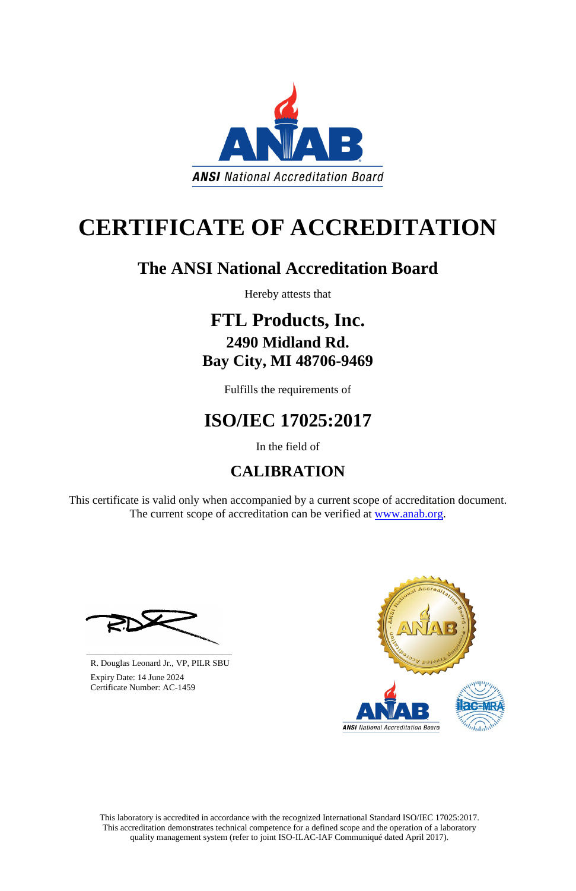ANSI National Accreditation Board

# CERTIFICATE OF ACCREDITATION

## The ANSI National Accreditation Board

Hereby attests that

## FTL Products, Inc.
### 2490 Midland Rd.
### Bay City, MI 48706-9469

Fulfills the requirements of

## ISO/IEC 17025:2017

In the field of

## CALIBRATION

This certificate is valid only when accompanied by a current scope of accreditation document.
The current scope of accreditation can be verified at www.anab.org.

R. Douglas Leonard Jr., VP, PILR SBU

Expiry Date: 14 June 2024

Certificate Number: AC-1459

This laboratory is accredited in accordance with the recognized International Standard ISO/IEC 17025:2017.
This accreditation demonstrates technical competence for a defined scope and the operation of a laboratory quality management system (refer to joint ISO-ILAC-IAF Communiqué dated April 2017).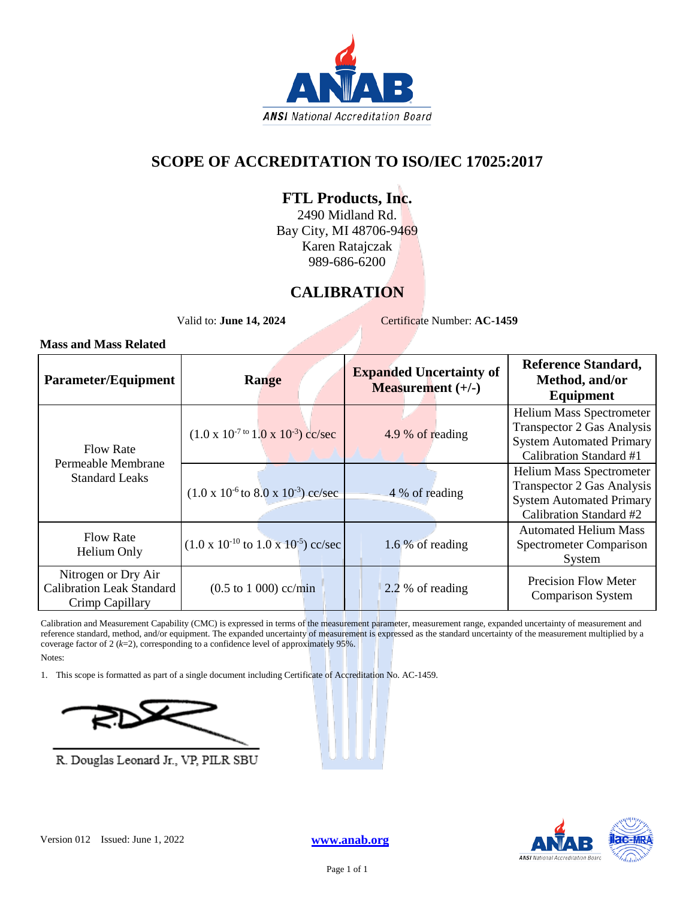# SCOPE OF ACCREDITATION TO ISO/IEC 17025:2017

## FTL Products, Inc.

2490 Midland Rd.
Bay City, MI 48706-9469
Karen Ratajczak
989-686-6200

## CALIBRATION

Valid to: **June 14, 2024** Certificate Number: **AC-1459**

### Mass and Mass Related

| Parameter/Equipment | Range | Expanded Uncertainty of Measurement (+/-) | Reference Standard, Method, and/or Equipment |
|---|---|---|---|
| Flow Rate Permeable Membrane Standard Leaks | ($1.0 \times 10^{-7}$ to $1.0 \times 10^{-3}$) cc/sec | 4.9 % of reading | Helium Mass Spectrometer Transpector 2 Gas Analysis System Automated Primary Calibration Standard #1 |
| | ($1.0 \times 10^{-6}$ to $8.0 \times 10^{-3}$) cc/sec | 4 % of reading | Helium Mass Spectrometer Transpector 2 Gas Analysis System Automated Primary Calibration Standard #2 |
| Flow Rate Helium Only | ($1.0 \times 10^{-10}$ to $1.0 \times 10^{-5}$) cc/sec | 1.6 % of reading | Automated Helium Mass Spectrometer Comparison System |
| Nitrogen or Dry Air Calibration Leak Standard Crimp Capillary | (0.5 to 1 000) cc/min | 2.2 % of reading | Precision Flow Meter Comparison System |

Calibration and Measurement Capability (CMC) is expressed in terms of the measurement parameter, measurement range, expanded uncertainty of measurement and reference standard, method, and/or equipment. The expanded uncertainty of measurement is expressed as the standard uncertainty of the measurement multiplied by a coverage factor of 2 ($k$=2), corresponding to a confidence level of approximately 95%.

Notes:

1. This scope is formatted as part of a single document including Certificate of Accreditation No. AC-1459.

R. Douglas Leonard Jr., VP, PILR SBU

Version 012 Issued: June 1, 2022

www.anab.org